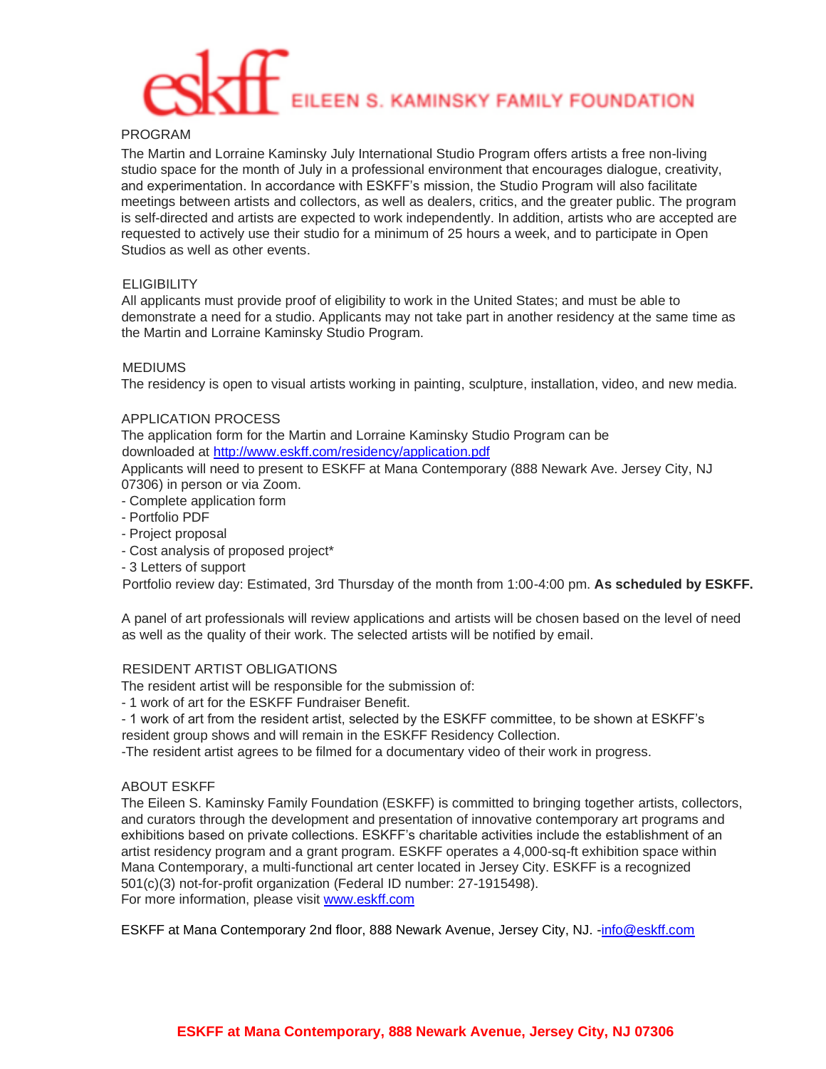# eskff EILEEN S. KAMINSKY FAMILY FOUNDATION

## PROGRAM

The Martin and Lorraine Kaminsky July International Studio Program offers artists a free non-living studio space for the month of July in a professional environment that encourages dialogue, creativity, and experimentation. In accordance with ESKFF's mission, the Studio Program will also facilitate meetings between artists and collectors, as well as dealers, critics, and the greater public. The program is self-directed and artists are expected to work independently. In addition, artists who are accepted are requested to actively use their studio for a minimum of 25 hours a week, and to participate in Open Studios as well as other events.

## ELIGIBILITY

All applicants must provide proof of eligibility to work in the United States; and must be able to demonstrate a need for a studio. Applicants may not take part in another residency at the same time as the Martin and Lorraine Kaminsky Studio Program.

## MEDIUMS

The residency is open to visual artists working in painting, sculpture, installation, video, and new media.

## APPLICATION PROCESS

The application form for the Martin and Lorraine Kaminsky Studio Program can be downloaded at [http://www.eskff.com/residency/application.pdf](http://www.eskff.com/residency/application.pdf)

Applicants will need to present to ESKFF at Mana Contemporary (888 Newark Ave. Jersey City, NJ 07306) in person or via Zoom.

- Complete application form
- Portfolio PDF
- Project proposal
- Cost analysis of proposed project*
- 3 Letters of support

Portfolio review day: Estimated, 3rd Thursday of the month from 1:00-4:00 pm. **As scheduled by ESKFF.**

A panel of art professionals will review applications and artists will be chosen based on the level of need as well as the quality of their work. The selected artists will be notified by email.

## RESIDENT ARTIST OBLIGATIONS

The resident artist will be responsible for the submission of:

- 1 work of art for the ESKFF Fundraiser Benefit.
- 1 work of art from the resident artist, selected by the ESKFF committee, to be shown at ESKFF's resident group shows and will remain in the ESKFF Residency Collection.
- The resident artist agrees to be filmed for a documentary video of their work in progress.

## ABOUT ESKFF

The Eileen S. Kaminsky Family Foundation (ESKFF) is committed to bringing together artists, collectors, and curators through the development and presentation of innovative contemporary art programs and exhibitions based on private collections. ESKFF's charitable activities include the establishment of an artist residency program and a grant program. ESKFF operates a 4,000-sq-ft exhibition space within Mana Contemporary, a multi-functional art center located in Jersey City. ESKFF is a recognized 501(c)(3) not-for-profit organization (Federal ID number: 27-1915498).
For more information, please visit [www.eskff.com](http://www.eskff.com)

ESKFF at Mana Contemporary 2nd floor, 888 Newark Avenue, Jersey City, NJ. -[info@eskff.com](mailto:info@eskff.com)

**ESKFF at Mana Contemporary, 888 Newark Avenue, Jersey City, NJ 07306**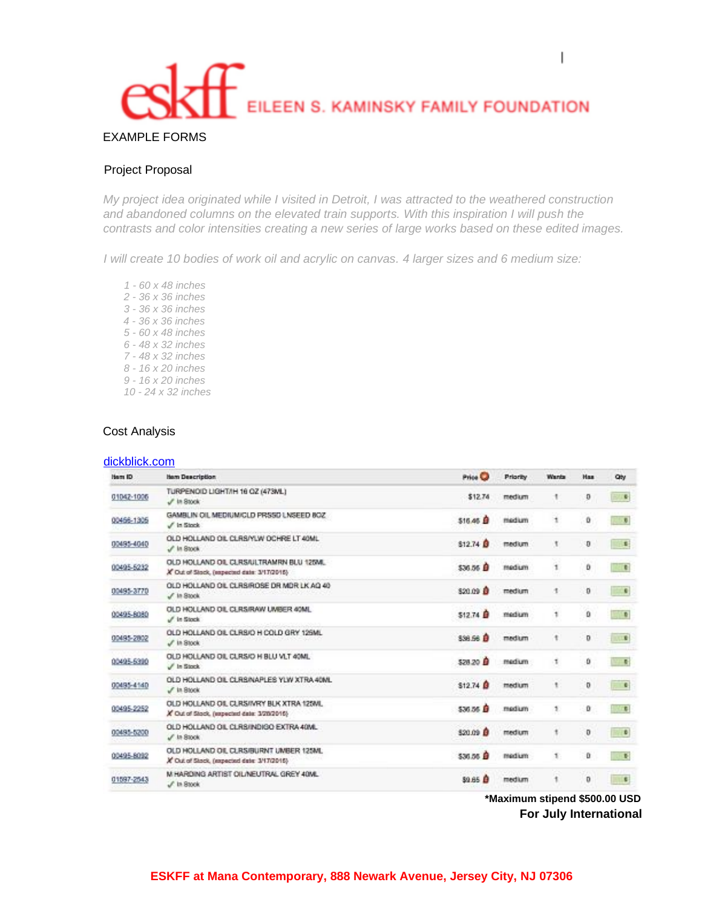ESKFF EILEEN S. KAMINSKY FAMILY FOUNDATION

EXAMPLE FORMS

## Project Proposal

*My project idea originated while I visited in Detroit, I was attracted to the weathered construction and abandoned columns on the elevated train supports. With this inspiration I will push the contrasts and color intensities creating a new series of large works based on these edited images.*

*I will create 10 bodies of work oil and acrylic on canvas. 4 larger sizes and 6 medium size:*

*1 - 60 x 48 inches*
*2 - 36 x 36 inches*
*3 - 36 x 36 inches*
*4 - 36 x 36 inches*
*5 - 60 x 48 inches*
*6 - 48 x 32 inches*
*7 - 48 x 32 inches*
*8 - 16 x 20 inches*
*9 - 16 x 20 inches*
*10 - 24 x 32 inches*

## Cost Analysis

dickblick.com

| Item ID | Item Description | Price | Priority | Wants | Has | Qty |
|---|---|---|---|---|---|---|
| 01042-1006 | TURPENOID LIGHT/H 16 OZ (473ML) ✓ In Stock | $12.74 | medium | 1 | 0 | 1 |
| 00456-1305 | GAMBLIN OIL MEDIUM/CLD PRSSD LNSEED 8OZ ✓ In Stock | $16.46 | medium | 1 | 0 | 1 |
| 00495-4040 | OLD HOLLAND OIL CLRS/YLW OCHRE LT 40ML ✓ In Stock | $12.74 | medium | 1 | 0 | 1 |
| 00495-5232 | OLD HOLLAND OIL CLRS/ULTRAMRN BLU 125ML ✗ Out of Stock, (expected date: 3/17/2016) | $36.56 | medium | 1 | 0 | 1 |
| 00495-3770 | OLD HOLLAND OIL CLRS/ROSE DR MDR LK AQ 40 ✓ In Stock | $20.09 | medium | 1 | 0 | 1 |
| 00495-8080 | OLD HOLLAND OIL CLRS/RAW UMBER 40ML ✓ In Stock | $12.74 | medium | 1 | 0 | 1 |
| 00495-2802 | OLD HOLLAND OIL CLRS/O H COLD GRY 125ML ✓ In Stock | $36.56 | medium | 1 | 0 | 1 |
| 00495-5390 | OLD HOLLAND OIL CLRS/O H BLU VLT 40ML ✓ In Stock | $28.20 | medium | 1 | 0 | 1 |
| 00495-4140 | OLD HOLLAND OIL CLRS/NAPLES YLW XTRA 40ML ✓ In Stock | $12.74 | medium | 1 | 0 | 1 |
| 00495-2252 | OLD HOLLAND OIL CLRS/IVRY BLK XTRA 125ML ✗ Out of Stock, (expected date: 3/28/2016) | $36.56 | medium | 1 | 0 | 1 |
| 00495-5200 | OLD HOLLAND OIL CLRS/INDIGO EXTRA 40ML ✓ In Stock | $20.09 | medium | 1 | 0 | 1 |
| 00495-8092 | OLD HOLLAND OIL CLRS/BURNT UMBER 125ML ✗ Out of Stock, (expected date: 3/17/2016) | $36.56 | medium | 1 | 0 | 1 |
| 01597-2543 | M HARDING ARTIST OIL/NEUTRAL GREY 40ML ✓ In Stock | $9.65 | medium | 1 | 0 | 1 |

**\*Maximum stipend $500.00 USD**
**For July International**

**ESKFF at Mana Contemporary, 888 Newark Avenue, Jersey City, NJ 07306**